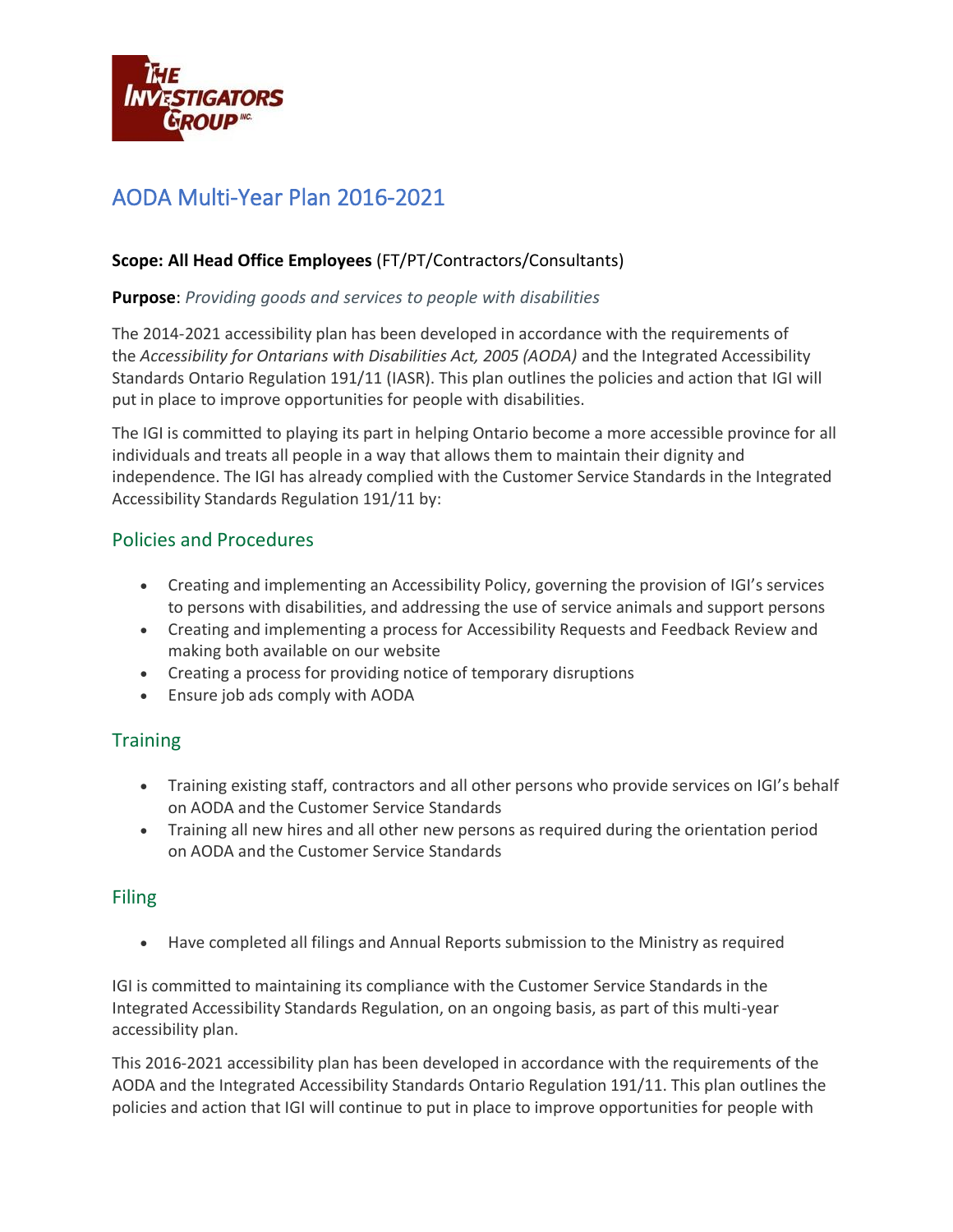# AODA Multi-Year Plan 2016-2021

**Scope: All Head Office Employees** (FT/PT/Contractors/Consultants)

**Purpose**: *Providing goods and services to people with disabilities*

The 2014-2021 accessibility plan has been developed in accordance with the requirements of the *Accessibility for Ontarians with Disabilities Act, 2005 (AODA)* and the Integrated Accessibility Standards Ontario Regulation 191/11 (IASR). This plan outlines the policies and action that IGI will put in place to improve opportunities for people with disabilities.

The IGI is committed to playing its part in helping Ontario become a more accessible province for all individuals and treats all people in a way that allows them to maintain their dignity and independence. The IGI has already complied with the Customer Service Standards in the Integrated Accessibility Standards Regulation 191/11 by:

## Policies and Procedures

- Creating and implementing an Accessibility Policy, governing the provision of IGI's services to persons with disabilities, and addressing the use of service animals and support persons
- Creating and implementing a process for Accessibility Requests and Feedback Review and making both available on our website
- Creating a process for providing notice of temporary disruptions
- Ensure job ads comply with AODA

## Training

- Training existing staff, contractors and all other persons who provide services on IGI's behalf on AODA and the Customer Service Standards
- Training all new hires and all other new persons as required during the orientation period on AODA and the Customer Service Standards

## Filing

- Have completed all filings and Annual Reports submission to the Ministry as required

IGI is committed to maintaining its compliance with the Customer Service Standards in the Integrated Accessibility Standards Regulation, on an ongoing basis, as part of this multi-year accessibility plan.

This 2016-2021 accessibility plan has been developed in accordance with the requirements of the AODA and the Integrated Accessibility Standards Ontario Regulation 191/11. This plan outlines the policies and action that IGI will continue to put in place to improve opportunities for people with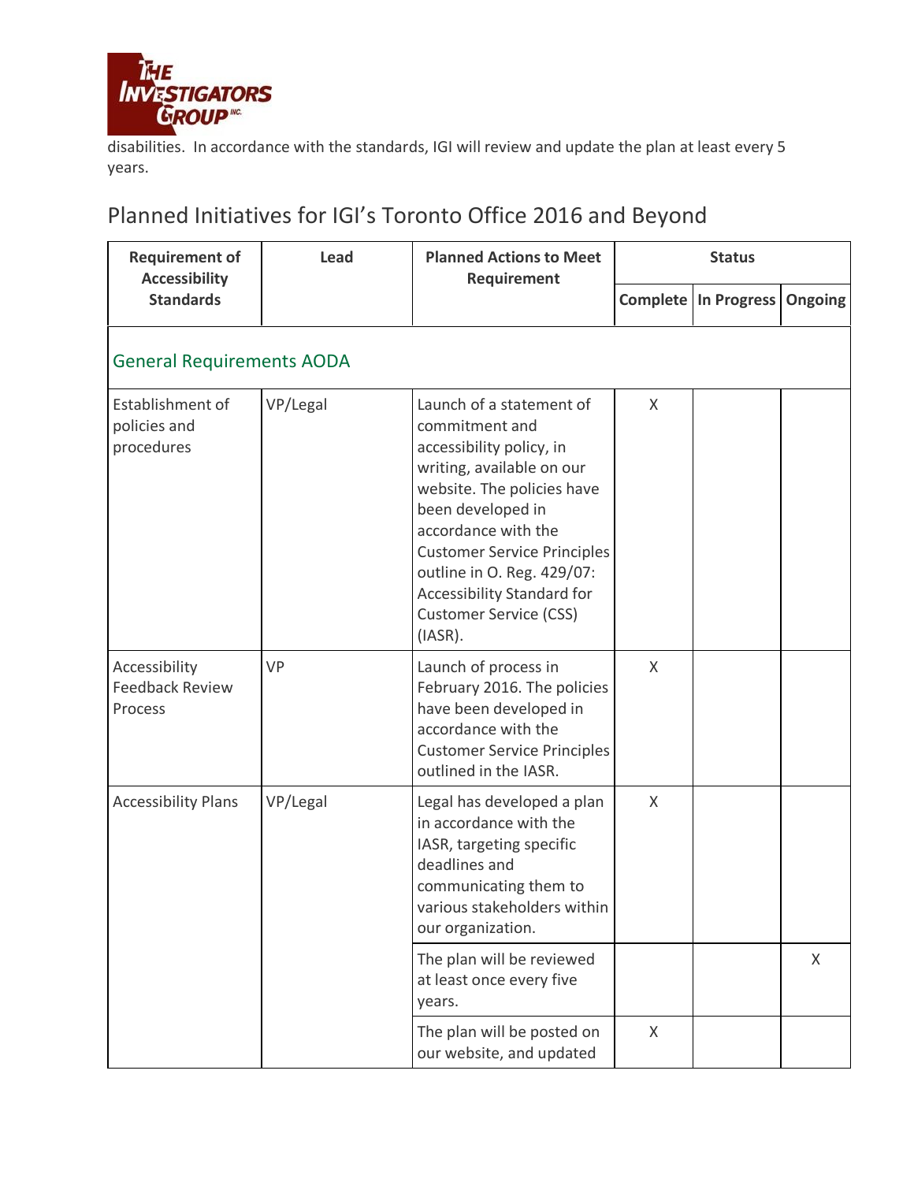disabilities. In accordance with the standards, IGI will review and update the plan at least every 5 years.

## Planned Initiatives for IGI's Toronto Office 2016 and Beyond

| Requirement of Accessibility Standards | Lead | Planned Actions to Meet Requirement | Status | | |
|---|---|---|---|---|---|
| | | | **Complete** | **In Progress** | **Ongoing** |
| **General Requirements AODA** | | | | | |
| Establishment of policies and procedures | VP/Legal | Launch of a statement of commitment and accessibility policy, in writing, available on our website. The policies have been developed in accordance with the Customer Service Principles outline in O. Reg. 429/07: Accessibility Standard for Customer Service (CSS) (IASR). | X | | |
| Accessibility Feedback Review Process | VP | Launch of process in February 2016. The policies have been developed in accordance with the Customer Service Principles outlined in the IASR. | X | | |
| Accessibility Plans | VP/Legal | Legal has developed a plan in accordance with the IASR, targeting specific deadlines and communicating them to various stakeholders within our organization. | X | | |
| | | The plan will be reviewed at least once every five years. | | | X |
| | | The plan will be posted on our website, and updated | X | | |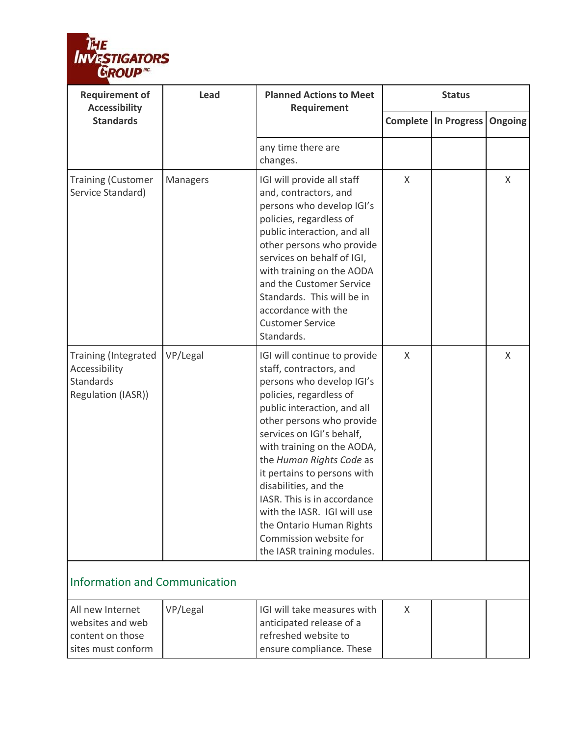| Requirement of Accessibility Standards | Lead | Planned Actions to Meet Requirement | Status | | |
|---|---|---|---|---|---|
| | | | Complete | In Progress | Ongoing |
| | | any time there are changes. | | | |
| Training (Customer Service Standard) | Managers | IGI will provide all staff and, contractors, and persons who develop IGI's policies, regardless of public interaction, and all other persons who provide services on behalf of IGI, with training on the AODA and the Customer Service Standards. This will be in accordance with the Customer Service Standards. | X | | X |
| Training (Integrated Accessibility Standards Regulation (IASR)) | VP/Legal | IGI will continue to provide staff, contractors, and persons who develop IGI's policies, regardless of public interaction, and all other persons who provide services on IGI's behalf, with training on the AODA, the *Human Rights Code* as it pertains to persons with disabilities, and the IASR. This is in accordance with the IASR. IGI will use the Ontario Human Rights Commission website for the IASR training modules. | X | | X |
| **Information and Communication** | | | | | |
| All new Internet websites and web content on those sites must conform | VP/Legal | IGI will take measures with anticipated release of a refreshed website to ensure compliance. These | X | | |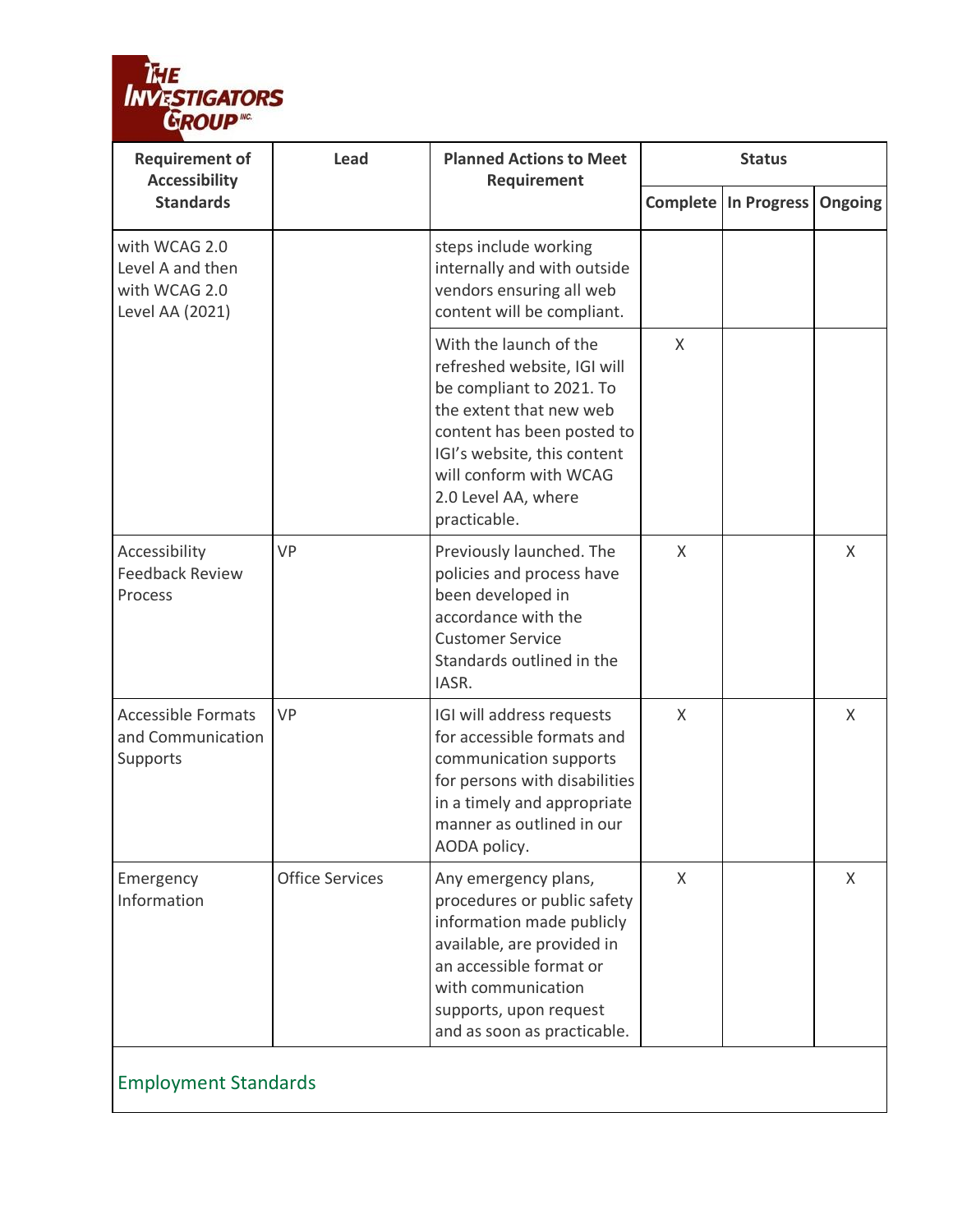| Requirement of Accessibility Standards | Lead | Planned Actions to Meet Requirement | Status | | |
|---|---|---|---|---|---|
| | | | Complete | In Progress | Ongoing |
| with WCAG 2.0 Level A and then with WCAG 2.0 Level AA (2021) | | steps include working internally and with outside vendors ensuring all web content will be compliant. | | | |
| | | With the launch of the refreshed website, IGI will be compliant to 2021. To the extent that new web content has been posted to IGI's website, this content will conform with WCAG 2.0 Level AA, where practicable. | X | | |
| Accessibility Feedback Review Process | VP | Previously launched. The policies and process have been developed in accordance with the Customer Service Standards outlined in the IASR. | X | | X |
| Accessible Formats and Communication Supports | VP | IGI will address requests for accessible formats and communication supports for persons with disabilities in a timely and appropriate manner as outlined in our AODA policy. | X | | X |
| Emergency Information | Office Services | Any emergency plans, procedures or public safety information made publicly available, are provided in an accessible format or with communication supports, upon request and as soon as practicable. | X | | X |
| **Employment Standards** | | | | | |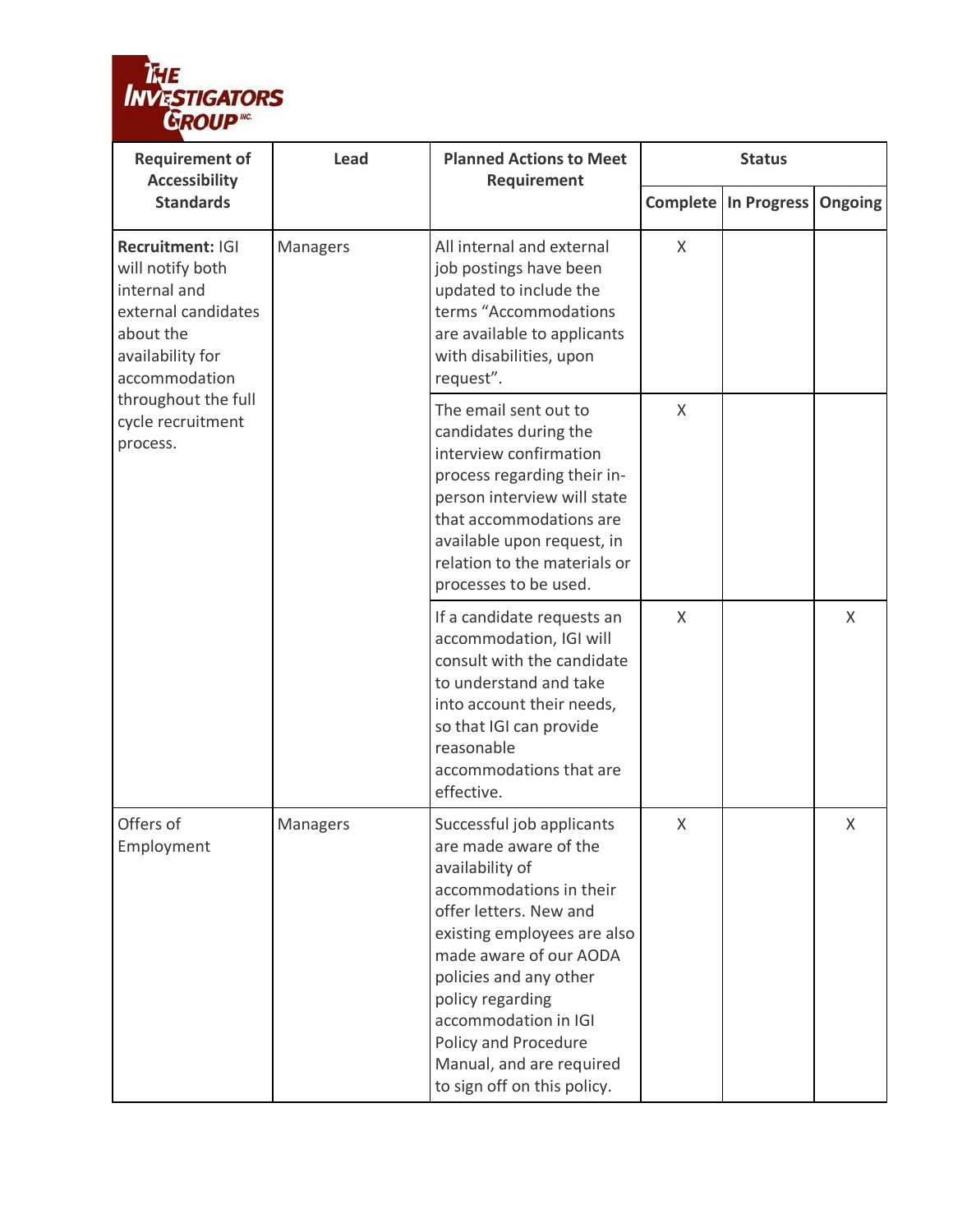| Requirement of Accessibility Standards | Lead | Planned Actions to Meet Requirement | Status | | |
|---|---|---|---|---|---|
| | | | Complete | In Progress | Ongoing |
| **Recruitment:** IGI will notify both internal and external candidates about the availability for accommodation throughout the full cycle recruitment process. | Managers | All internal and external job postings have been updated to include the terms "Accommodations are available to applicants with disabilities, upon request". | X | | |
| | | The email sent out to candidates during the interview confirmation process regarding their in-person interview will state that accommodations are available upon request, in relation to the materials or processes to be used. | X | | |
| | | If a candidate requests an accommodation, IGI will consult with the candidate to understand and take into account their needs, so that IGI can provide reasonable accommodations that are effective. | X | | X |
| Offers of Employment | Managers | Successful job applicants are made aware of the availability of accommodations in their offer letters. New and existing employees are also made aware of our AODA policies and any other policy regarding accommodation in IGI Policy and Procedure Manual, and are required to sign off on this policy. | X | | X |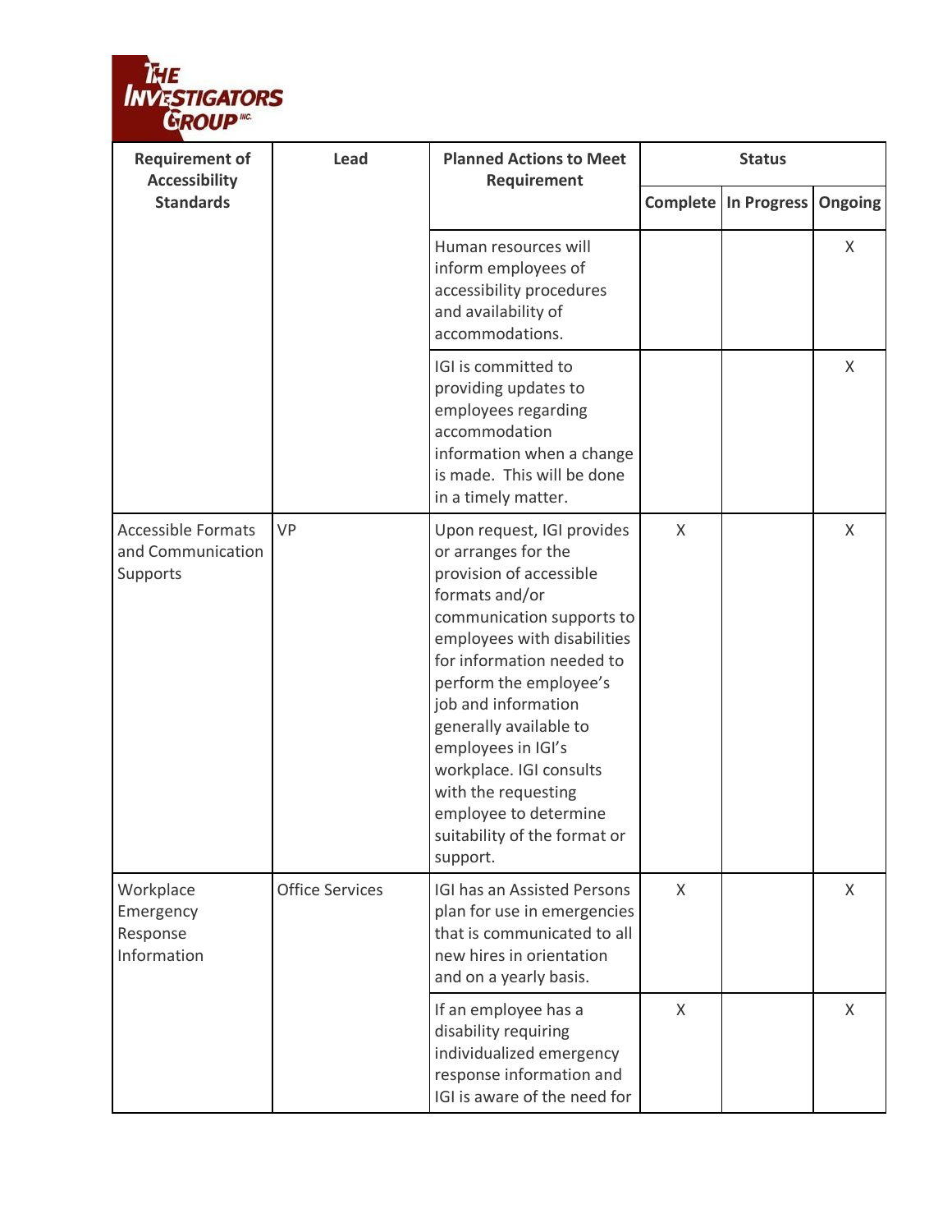| Requirement of Accessibility Standards | Lead | Planned Actions to Meet Requirement | Status | | |
|---|---|---|---|---|---|
| | | | Complete | In Progress | Ongoing |
| | | Human resources will inform employees of accessibility procedures and availability of accommodations. | | | X |
| | | IGI is committed to providing updates to employees regarding accommodation information when a change is made. This will be done in a timely matter. | | | X |
| Accessible Formats and Communication Supports | VP | Upon request, IGI provides or arranges for the provision of accessible formats and/or communication supports to employees with disabilities for information needed to perform the employee's job and information generally available to employees in IGI's workplace. IGI consults with the requesting employee to determine suitability of the format or support. | X | | X |
| Workplace Emergency Response Information | Office Services | IGI has an Assisted Persons plan for use in emergencies that is communicated to all new hires in orientation and on a yearly basis. | X | | X |
| | | If an employee has a disability requiring individualized emergency response information and IGI is aware of the need for | X | | X |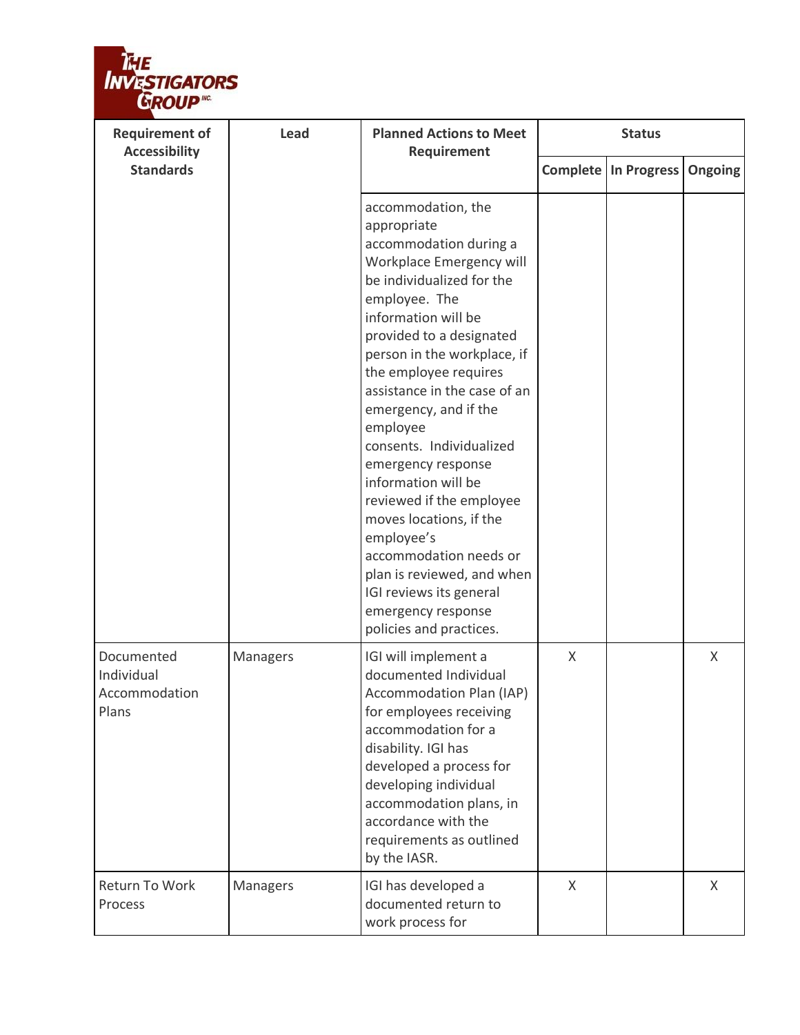| Requirement of Accessibility Standards | Lead | Planned Actions to Meet Requirement | Status | | |
|---|---|---|---|---|---|
| | | | Complete | In Progress | Ongoing |
| | | accommodation, the appropriate accommodation during a Workplace Emergency will be individualized for the employee. The information will be provided to a designated person in the workplace, if the employee requires assistance in the case of an emergency, and if the employee consents. Individualized emergency response information will be reviewed if the employee moves locations, if the employee's accommodation needs or plan is reviewed, and when IGI reviews its general emergency response policies and practices. | | | |
| Documented Individual Accommodation Plans | Managers | IGI will implement a documented Individual Accommodation Plan (IAP) for employees receiving accommodation for a disability. IGI has developed a process for developing individual accommodation plans, in accordance with the requirements as outlined by the IASR. | X | | X |
| Return To Work Process | Managers | IGI has developed a documented return to work process for | X | | X |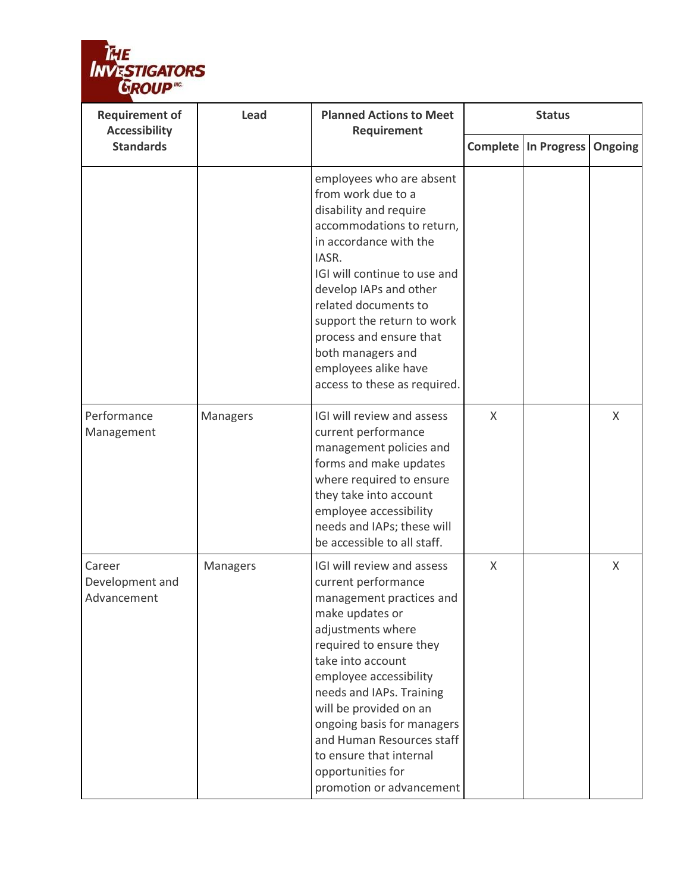| Requirement of Accessibility Standards | Lead | Planned Actions to Meet Requirement | Status | | |
|---|---|---|---|---|---|
| | | | Complete | In Progress | Ongoing |
| | | employees who are absent from work due to a disability and require accommodations to return, in accordance with the IASR.<br>IGI will continue to use and develop IAPs and other related documents to support the return to work process and ensure that both managers and employees alike have access to these as required. | | | |
| Performance Management | Managers | IGI will review and assess current performance management policies and forms and make updates where required to ensure they take into account employee accessibility needs and IAPs; these will be accessible to all staff. | X | | X |
| Career Development and Advancement | Managers | IGI will review and assess current performance management practices and make updates or adjustments where required to ensure they take into account employee accessibility needs and IAPs. Training will be provided on an ongoing basis for managers and Human Resources staff to ensure that internal opportunities for promotion or advancement | X | | X |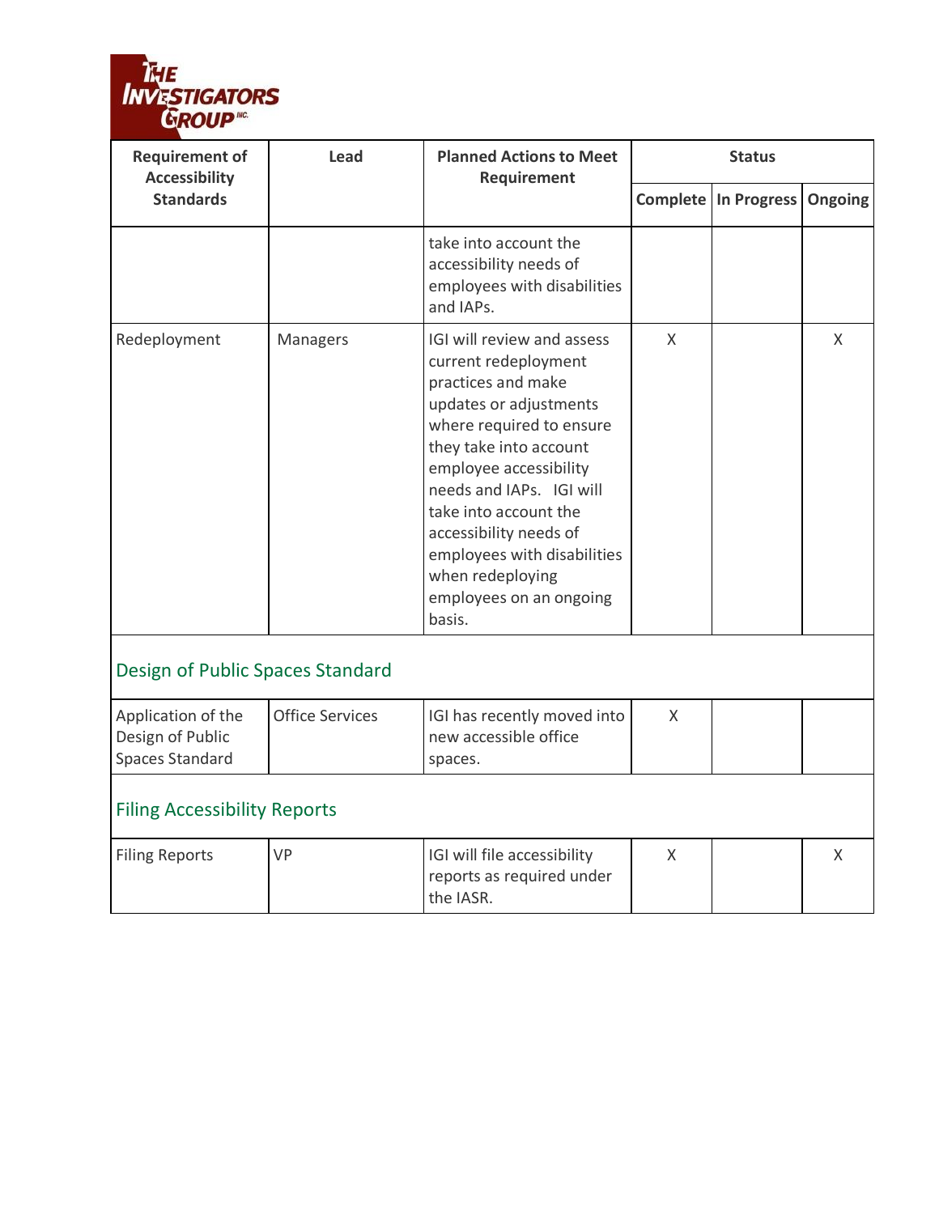| Requirement of Accessibility Standards | Lead | Planned Actions to Meet Requirement | Status | | |
|---|---|---|---|---|---|
| | | | Complete | In Progress | Ongoing |
| | | take into account the accessibility needs of employees with disabilities and IAPs. | | | |
| Redeployment | Managers | IGI will review and assess current redeployment practices and make updates or adjustments where required to ensure they take into account employee accessibility needs and IAPs. IGI will take into account the accessibility needs of employees with disabilities when redeploying employees on an ongoing basis. | X | | X |
| **Design of Public Spaces Standard** | | | | | |
| Application of the Design of Public Spaces Standard | Office Services | IGI has recently moved into new accessible office spaces. | X | | |
| **Filing Accessibility Reports** | | | | | |
| Filing Reports | VP | IGI will file accessibility reports as required under the IASR. | X | | X |